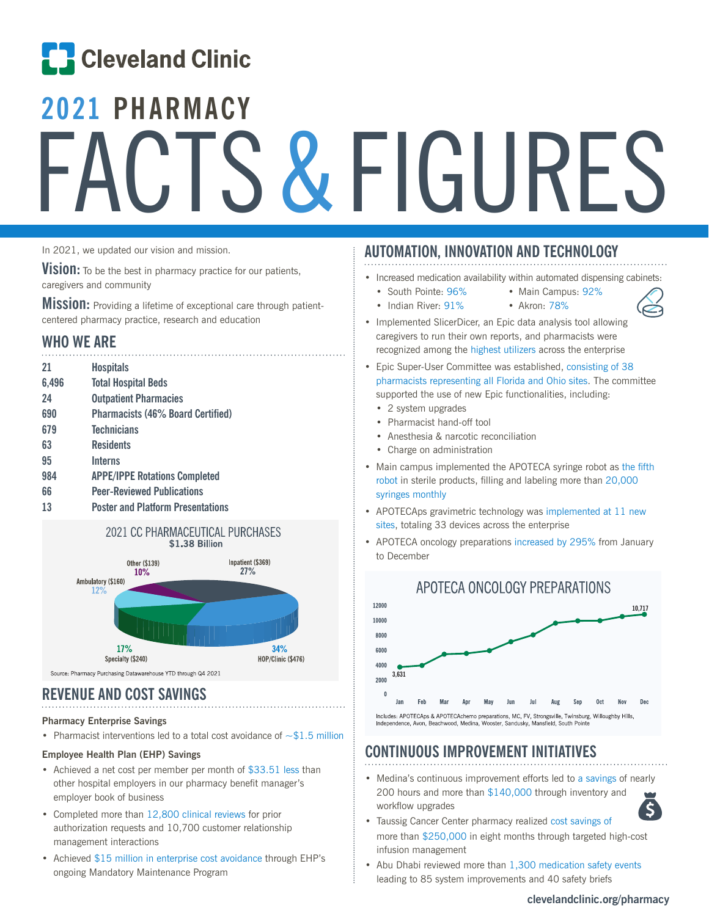# Cleveland Clinic

# 2021 PHARMACY FACTS & FIGURES

In 2021, we updated our vision and mission.

**Vision:** To be the best in pharmacy practice for our patients, caregivers and community

**Mission:** Providing a lifetime of exceptional care through patient-centered pharmacy practice, research and education

## WHO WE ARE

| | |
|---|---|
| 21 | Hospitals |
| 6,496 | Total Hospital Beds |
| 24 | Outpatient Pharmacies |
| 690 | Pharmacists (46% Board Certified) |
| 679 | Technicians |
| 63 | Residents |
| 95 | Interns |
| 984 | APPE/IPPE Rotations Completed |
| 66 | Peer-Reviewed Publications |
| 13 | Poster and Platform Presentations |

### 2021 CC PHARMACEUTICAL PURCHASES
**$1.38 Billion**

| Category | Amount | Percent |
|---|---|---|
| Inpatient | ($369) | 27% |
| HOP/Clinic | ($476) | 34% |
| Specialty | ($240) | 17% |
| Ambulatory | ($160) | 12% |
| Other | ($139) | 10% |

Source: Pharmacy Purchasing Datawarehouse YTD through Q4 2021

## REVENUE AND COST SAVINGS

**Pharmacy Enterprise Savings**

- Pharmacist interventions led to a total cost avoidance of ~$1.5 million

**Employee Health Plan (EHP) Savings**

- Achieved a net cost per member per month of $33.51 less than other hospital employers in our pharmacy benefit manager's employer book of business
- Completed more than 12,800 clinical reviews for prior authorization requests and 10,700 customer relationship management interactions
- Achieved $15 million in enterprise cost avoidance through EHP's ongoing Mandatory Maintenance Program

## AUTOMATION, INNOVATION AND TECHNOLOGY

- Increased medication availability within automated dispensing cabinets:
  - South Pointe: 96%
  - Main Campus: 92%
  - Indian River: 91%
  - Akron: 78%
- Implemented SlicerDicer, an Epic data analysis tool allowing caregivers to run their own reports, and pharmacists were recognized among the highest utilizers across the enterprise
- Epic Super-User Committee was established, consisting of 38 pharmacists representing all Florida and Ohio sites. The committee supported the use of new Epic functionalities, including:
  - 2 system upgrades
  - Pharmacist hand-off tool
  - Anesthesia & narcotic reconciliation
  - Charge on administration
- Main campus implemented the APOTECA syringe robot as the fifth robot in sterile products, filling and labeling more than 20,000 syringes monthly
- APOTECAps gravimetric technology was implemented at 11 new sites, totaling 33 devices across the enterprise
- APOTECA oncology preparations increased by 295% from January to December

### APOTECA ONCOLOGY PREPARATIONS

Line chart by month (Jan–Dec), rising from 3,631 in January to 10,717 in December.

Includes: APOTECAps & APOTECAchemo preparations, MC, FV, Strongsville, Twinsburg, Willoughby Hills, Independence, Avon, Beachwood, Medina, Wooster, Sandusky, Mansfield, South Pointe

## CONTINUOUS IMPROVEMENT INITIATIVES

- Medina's continuous improvement efforts led to a savings of nearly 200 hours and more than $140,000 through inventory and workflow upgrades
- Taussig Cancer Center pharmacy realized cost savings of more than $250,000 in eight months through targeted high-cost infusion management
- Abu Dhabi reviewed more than 1,300 medication safety events leading to 85 system improvements and 40 safety briefs

clevelandclinic.org/pharmacy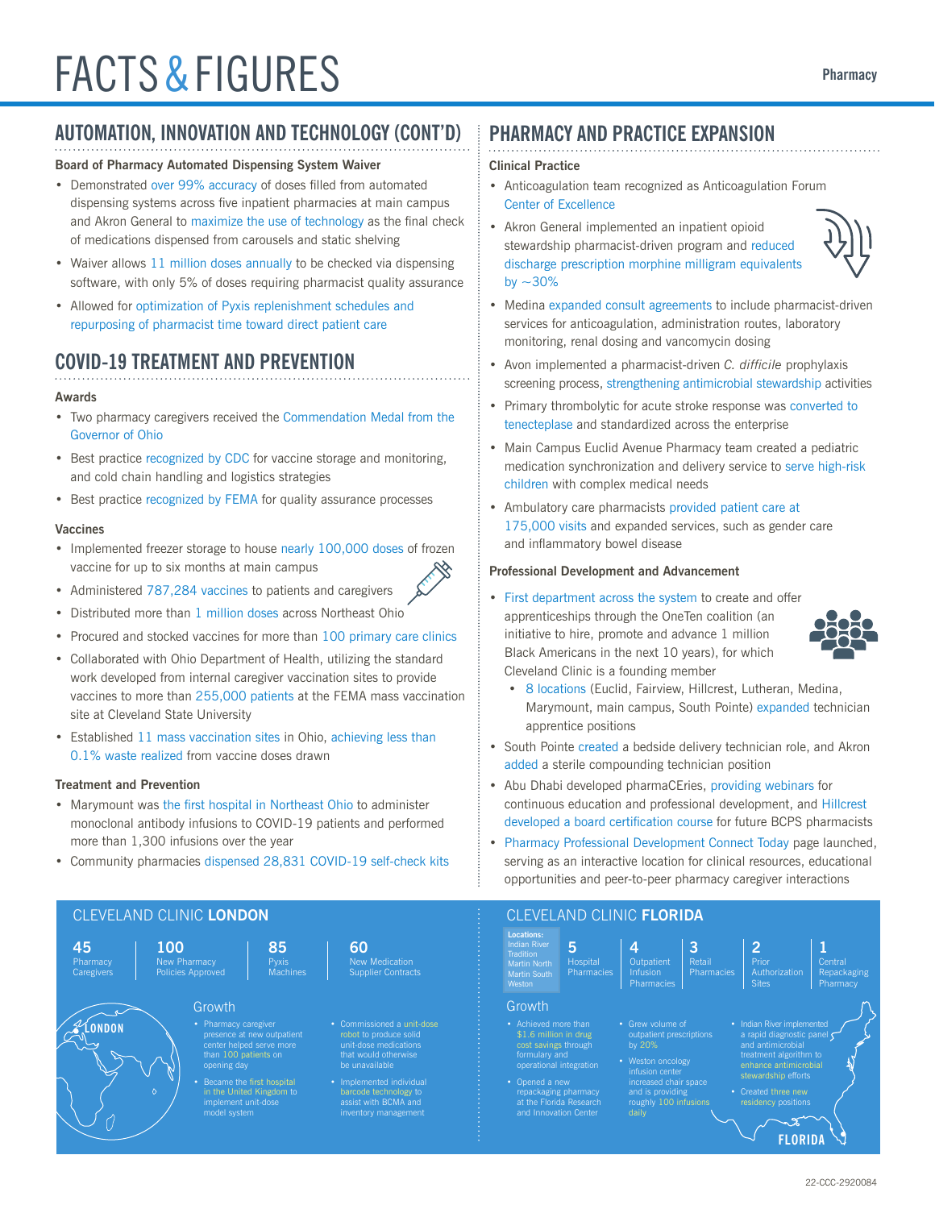# FACTS & FIGURES

Pharmacy

## AUTOMATION, INNOVATION AND TECHNOLOGY (CONT'D)

### Board of Pharmacy Automated Dispensing System Waiver

- Demonstrated over 99% accuracy of doses filled from automated dispensing systems across five inpatient pharmacies at main campus and Akron General to maximize the use of technology as the final check of medications dispensed from carousels and static shelving
- Waiver allows 11 million doses annually to be checked via dispensing software, with only 5% of doses requiring pharmacist quality assurance
- Allowed for optimization of Pyxis replenishment schedules and repurposing of pharmacist time toward direct patient care

## COVID-19 TREATMENT AND PREVENTION

### Awards

- Two pharmacy caregivers received the Commendation Medal from the Governor of Ohio
- Best practice recognized by CDC for vaccine storage and monitoring, and cold chain handling and logistics strategies
- Best practice recognized by FEMA for quality assurance processes

### Vaccines

- Implemented freezer storage to house nearly 100,000 doses of frozen vaccine for up to six months at main campus
- Administered 787,284 vaccines to patients and caregivers
- Distributed more than 1 million doses across Northeast Ohio
- Procured and stocked vaccines for more than 100 primary care clinics
- Collaborated with Ohio Department of Health, utilizing the standard work developed from internal caregiver vaccination sites to provide vaccines to more than 255,000 patients at the FEMA mass vaccination site at Cleveland State University
- Established 11 mass vaccination sites in Ohio, achieving less than 0.1% waste realized from vaccine doses drawn

### Treatment and Prevention

- Marymount was the first hospital in Northeast Ohio to administer monoclonal antibody infusions to COVID-19 patients and performed more than 1,300 infusions over the year
- Community pharmacies dispensed 28,831 COVID-19 self-check kits

## PHARMACY AND PRACTICE EXPANSION

### Clinical Practice

- Anticoagulation team recognized as Anticoagulation Forum Center of Excellence
- Akron General implemented an inpatient opioid stewardship pharmacist-driven program and reduced discharge prescription morphine milligram equivalents by ~30%
- Medina expanded consult agreements to include pharmacist-driven services for anticoagulation, administration routes, laboratory monitoring, renal dosing and vancomycin dosing
- Avon implemented a pharmacist-driven *C. difficile* prophylaxis screening process, strengthening antimicrobial stewardship activities
- Primary thrombolytic for acute stroke response was converted to tenecteplase and standardized across the enterprise
- Main Campus Euclid Avenue Pharmacy team created a pediatric medication synchronization and delivery service to serve high-risk children with complex medical needs
- Ambulatory care pharmacists provided patient care at 175,000 visits and expanded services, such as gender care and inflammatory bowel disease

### Professional Development and Advancement

- First department across the system to create and offer apprenticeships through the OneTen coalition (an initiative to hire, promote and advance 1 million Black Americans in the next 10 years), for which Cleveland Clinic is a founding member
  - 8 locations (Euclid, Fairview, Hillcrest, Lutheran, Medina, Marymount, main campus, South Pointe) expanded technician apprentice positions
- South Pointe created a bedside delivery technician role, and Akron added a sterile compounding technician position
- Abu Dhabi developed pharmaCEries, providing webinars for continuous education and professional development, and Hillcrest developed a board certification course for future BCPS pharmacists
- Pharmacy Professional Development Connect Today page launched, serving as an interactive location for clinical resources, educational opportunities and peer-to-peer pharmacy caregiver interactions

## CLEVELAND CLINIC **LONDON**

- 45 Pharmacy Caregivers
- 100 New Pharmacy Policies Approved
- 85 Pyxis Machines
- 60 New Medication Supplier Contracts

### Growth

- Pharmacy caregiver presence at new outpatient center helped serve more than 100 patients on opening day
- Became the first hospital in the United Kingdom to implement unit-dose model system
- Commissioned a unit-dose robot to produce solid unit-dose medications that would otherwise be unavailable
- Implemented individual barcode technology to assist with BCMA and inventory management

LONDON

## CLEVELAND CLINIC **FLORIDA**

**Locations:** Indian River, Tradition, Martin North, Martin South, Weston

- 5 Hospital Pharmacies
- 4 Outpatient Infusion Pharmacies
- 3 Retail Pharmacies
- 2 Prior Authorization Sites
- 1 Central Repackaging Pharmacy

### Growth

- Achieved more than $1.6 million in drug cost savings through formulary and operational integration
- Opened a new repackaging pharmacy at the Florida Research and Innovation Center
- Grew volume of outpatient prescriptions by 20%
- Weston oncology infusion center increased chair space and is providing roughly 100 infusions daily
- Indian River implemented a rapid diagnostic panel and antimicrobial treatment algorithm to enhance antimicrobial stewardship efforts
- Created three new residency positions

FLORIDA

22-CCC-2920084